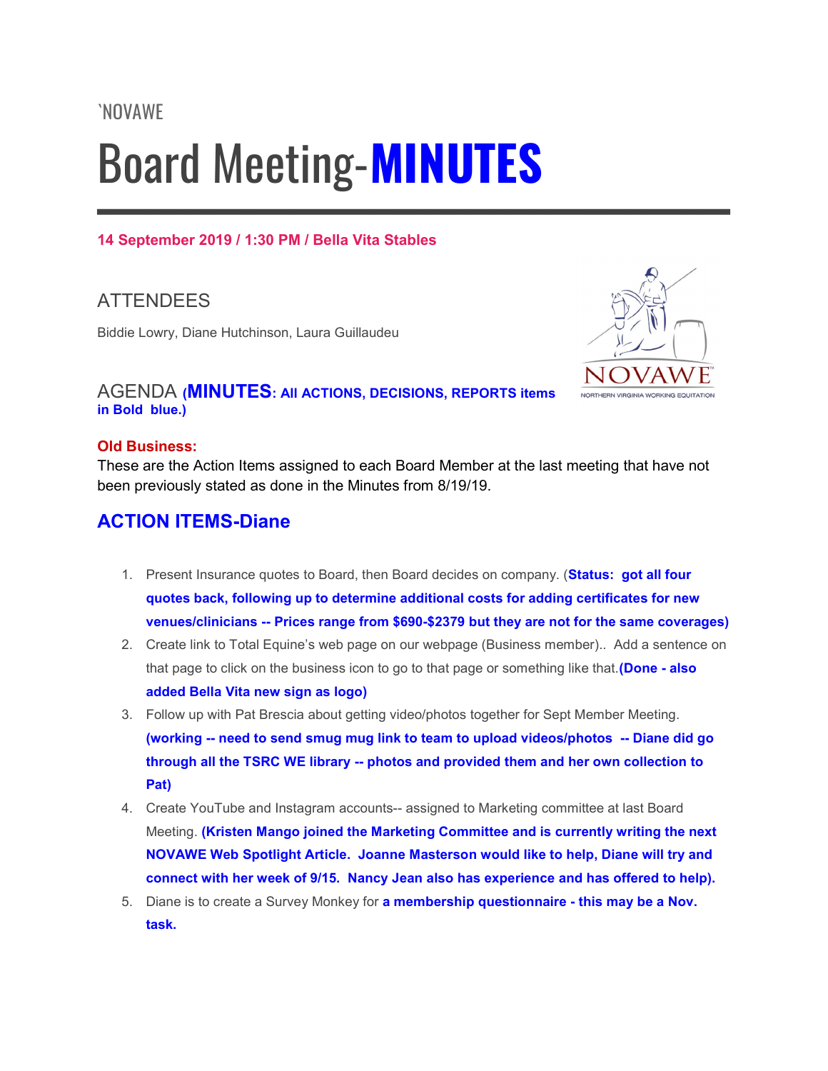`NOVAWE

# Board Meeting-**MINUTES**

**14 September 2019 / 1:30 PM / Bella Vita Stables**

## ATTENDEES

Biddie Lowry, Diane Hutchinson, Laura Guillaudeu

NOVAWE
NORTHERN VIRGINIA WORKING EQUITATION

## AGENDA (**MINUTES: All ACTIONS, DECISIONS, REPORTS items in Bold blue.)**

**Old Business:**

These are the Action Items assigned to each Board Member at the last meeting that have not been previously stated as done in the Minutes from 8/19/19.

### ACTION ITEMS-Diane

1. Present Insurance quotes to Board, then Board decides on company. (**Status: got all four quotes back, following up to determine additional costs for adding certificates for new venues/clinicians -- Prices range from $690-$2379 but they are not for the same coverages)**
2. Create link to Total Equine's web page on our webpage (Business member).. Add a sentence on that page to click on the business icon to go to that page or something like that.**(Done - also added Bella Vita new sign as logo)**
3. Follow up with Pat Brescia about getting video/photos together for Sept Member Meeting. **(working -- need to send smug mug link to team to upload videos/photos -- Diane did go through all the TSRC WE library -- photos and provided them and her own collection to Pat)**
4. Create YouTube and Instagram accounts-- assigned to Marketing committee at last Board Meeting. **(Kristen Mango joined the Marketing Committee and is currently writing the next NOVAWE Web Spotlight Article. Joanne Masterson would like to help, Diane will try and connect with her week of 9/15. Nancy Jean also has experience and has offered to help).**
5. Diane is to create a Survey Monkey for **a membership questionnaire - this may be a Nov. task.**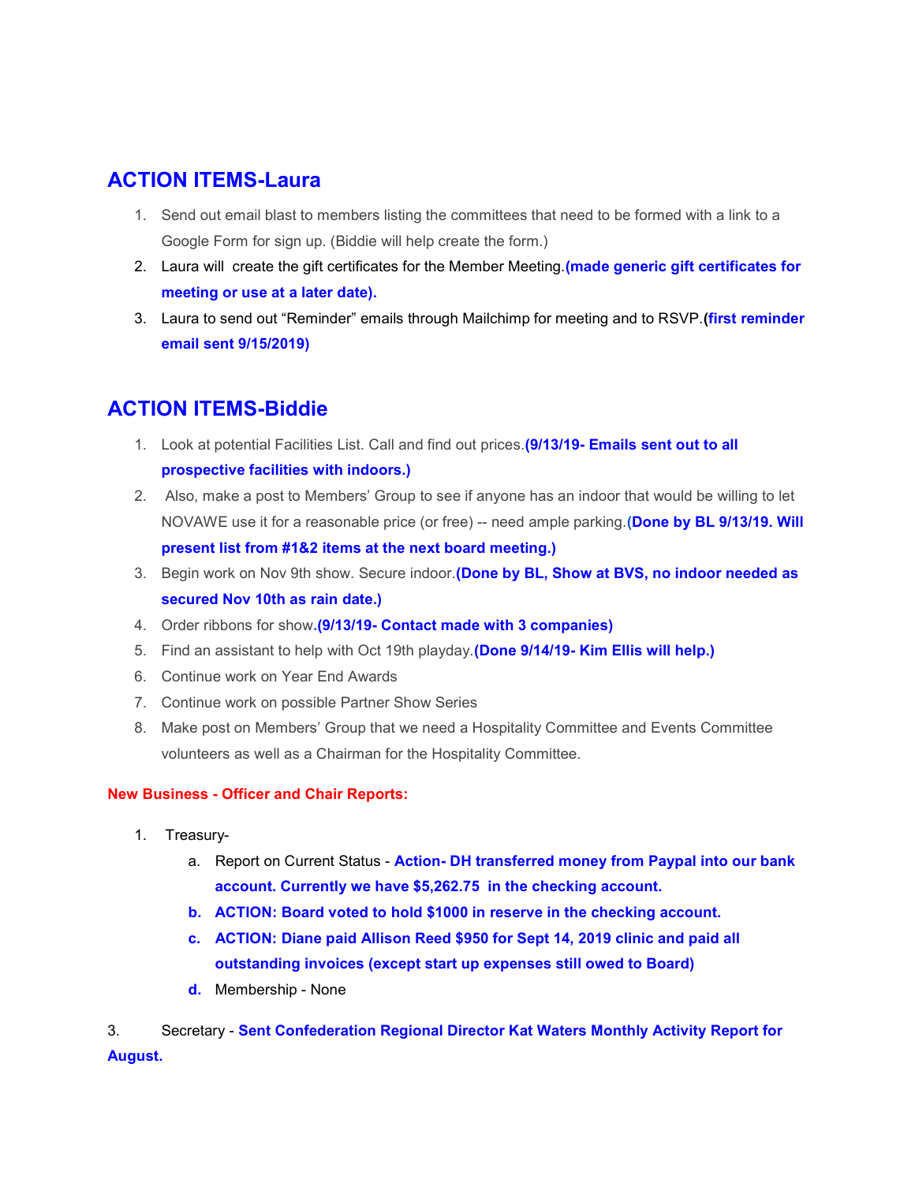## ACTION ITEMS-Laura

1. Send out email blast to members listing the committees that need to be formed with a link to a Google Form for sign up. (Biddie will help create the form.)
2. Laura will create the gift certificates for the Member Meeting.**(made generic gift certificates for meeting or use at a later date).**
3. Laura to send out "Reminder" emails through Mailchimp for meeting and to RSVP.**(first reminder email sent 9/15/2019)**

## ACTION ITEMS-Biddie

1. Look at potential Facilities List. Call and find out prices.**(9/13/19- Emails sent out to all prospective facilities with indoors.)**
2. Also, make a post to Members' Group to see if anyone has an indoor that would be willing to let NOVAWE use it for a reasonable price (or free) -- need ample parking.**(Done by BL 9/13/19. Will present list from #1&2 items at the next board meeting.)**
3. Begin work on Nov 9th show. Secure indoor.**(Done by BL, Show at BVS, no indoor needed as secured Nov 10th as rain date.)**
4. Order ribbons for show.**(9/13/19- Contact made with 3 companies)**
5. Find an assistant to help with Oct 19th playday.**(Done 9/14/19- Kim Ellis will help.)**
6. Continue work on Year End Awards
7. Continue work on possible Partner Show Series
8. Make post on Members' Group that we need a Hospitality Committee and Events Committee volunteers as well as a Chairman for the Hospitality Committee.

**New Business - Officer and Chair Reports:**

1. Treasury-
   a. Report on Current Status - **Action- DH transferred money from Paypal into our bank account. Currently we have $5,262.75 in the checking account.**
   b. **ACTION: Board voted to hold $1000 in reserve in the checking account.**
   c. **ACTION: Diane paid Allison Reed $950 for Sept 14, 2019 clinic and paid all outstanding invoices (except start up expenses still owed to Board)**
   d. Membership - None

3. Secretary - **Sent Confederation Regional Director Kat Waters Monthly Activity Report for August.**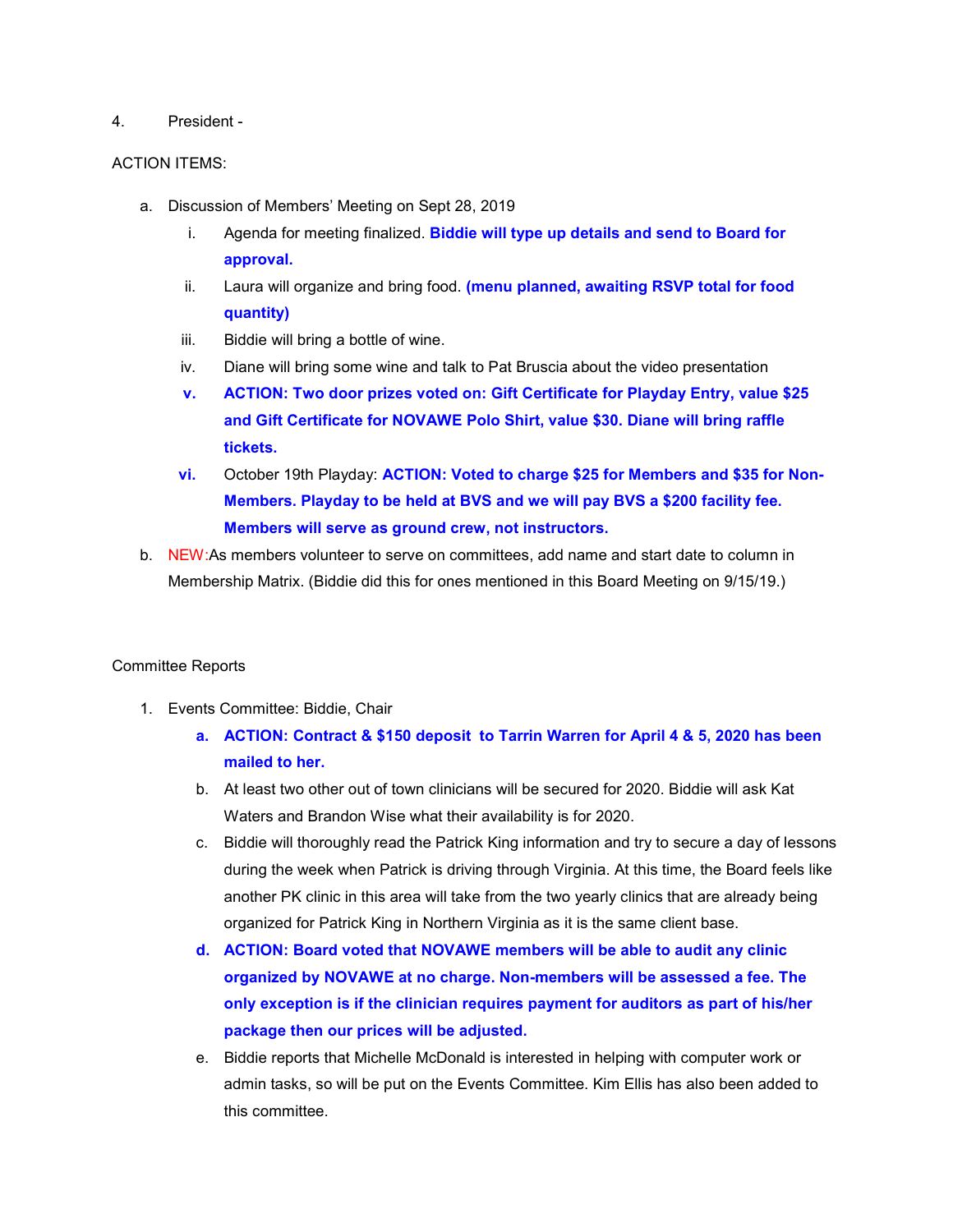4. President -

ACTION ITEMS:

a. Discussion of Members' Meeting on Sept 28, 2019
   i. Agenda for meeting finalized. **Biddie will type up details and send to Board for approval.**
   ii. Laura will organize and bring food. **(menu planned, awaiting RSVP total for food quantity)**
   iii. Biddie will bring a bottle of wine.
   iv. Diane will bring some wine and talk to Pat Bruscia about the video presentation
   **v. ACTION: Two door prizes voted on: Gift Certificate for Playday Entry, value $25 and Gift Certificate for NOVAWE Polo Shirt, value $30. Diane will bring raffle tickets.**
   **vi.** October 19th Playday: **ACTION: Voted to charge $25 for Members and $35 for Non-Members. Playday to be held at BVS and we will pay BVS a $200 facility fee. Members will serve as ground crew, not instructors.**

b. NEW:As members volunteer to serve on committees, add name and start date to column in Membership Matrix. (Biddie did this for ones mentioned in this Board Meeting on 9/15/19.)

Committee Reports

1. Events Committee: Biddie, Chair
   **a. ACTION: Contract & $150 deposit to Tarrin Warren for April 4 & 5, 2020 has been mailed to her.**
   b. At least two other out of town clinicians will be secured for 2020. Biddie will ask Kat Waters and Brandon Wise what their availability is for 2020.
   c. Biddie will thoroughly read the Patrick King information and try to secure a day of lessons during the week when Patrick is driving through Virginia. At this time, the Board feels like another PK clinic in this area will take from the two yearly clinics that are already being organized for Patrick King in Northern Virginia as it is the same client base.
   **d. ACTION: Board voted that NOVAWE members will be able to audit any clinic organized by NOVAWE at no charge. Non-members will be assessed a fee. The only exception is if the clinician requires payment for auditors as part of his/her package then our prices will be adjusted.**
   e. Biddie reports that Michelle McDonald is interested in helping with computer work or admin tasks, so will be put on the Events Committee. Kim Ellis has also been added to this committee.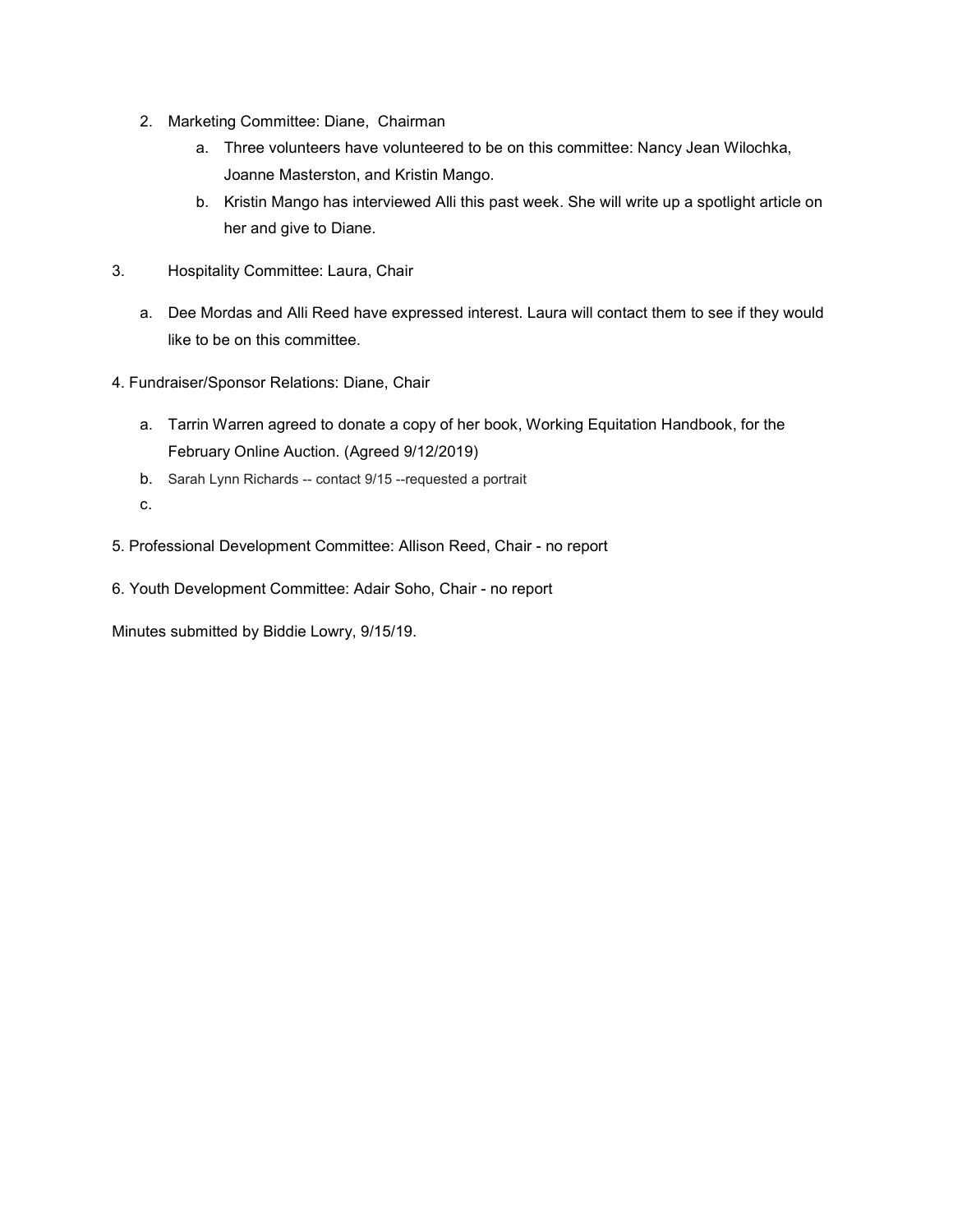2. Marketing Committee: Diane, Chairman
    a. Three volunteers have volunteered to be on this committee: Nancy Jean Wilochka, Joanne Masterston, and Kristin Mango.
    b. Kristin Mango has interviewed Alli this past week. She will write up a spotlight article on her and give to Diane.

3. Hospitality Committee: Laura, Chair
    a. Dee Mordas and Alli Reed have expressed interest. Laura will contact them to see if they would like to be on this committee.

4. Fundraiser/Sponsor Relations: Diane, Chair
    a. Tarrin Warren agreed to donate a copy of her book, Working Equitation Handbook, for the February Online Auction. (Agreed 9/12/2019)
    b. Sarah Lynn Richards -- contact 9/15 --requested a portrait
    c.

5. Professional Development Committee: Allison Reed, Chair - no report

6. Youth Development Committee: Adair Soho, Chair - no report

Minutes submitted by Biddie Lowry, 9/15/19.